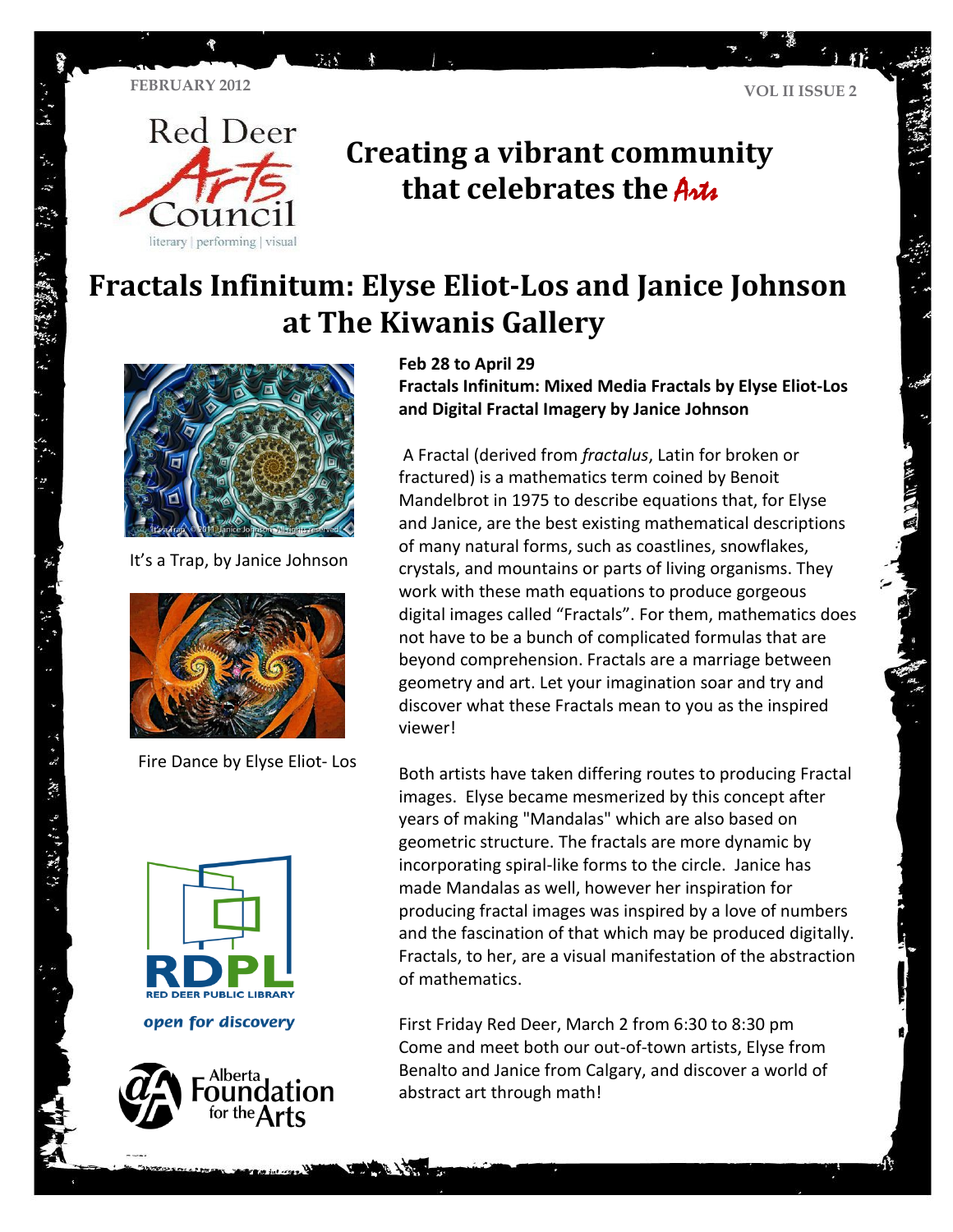FEBRUARY 2012

VOL II ISSUE 2

Red Deer Arts Council

literary | performing | visual

# Creating a vibrant community that celebrates the Arts

## Fractals Infinitum: Elyse Eliot-Los and Janice Johnson at The Kiwanis Gallery

It's a Trap, by Janice Johnson

Fire Dance by Elyse Eliot- Los

**Feb 28 to April 29**
**Fractals Infinitum: Mixed Media Fractals by Elyse Eliot-Los and Digital Fractal Imagery by Janice Johnson**

A Fractal (derived from *fractalus*, Latin for broken or fractured) is a mathematics term coined by Benoit Mandelbrot in 1975 to describe equations that, for Elyse and Janice, are the best existing mathematical descriptions of many natural forms, such as coastlines, snowflakes, crystals, and mountains or parts of living organisms. They work with these math equations to produce gorgeous digital images called "Fractals". For them, mathematics does not have to be a bunch of complicated formulas that are beyond comprehension. Fractals are a marriage between geometry and art. Let your imagination soar and try and discover what these Fractals mean to you as the inspired viewer!

Both artists have taken differing routes to producing Fractal images. Elyse became mesmerized by this concept after years of making "Mandalas" which are also based on geometric structure. The fractals are more dynamic by incorporating spiral-like forms to the circle. Janice has made Mandalas as well, however her inspiration for producing fractal images was inspired by a love of numbers and the fascination of that which may be produced digitally. Fractals, to her, are a visual manifestation of the abstraction of mathematics.

First Friday Red Deer, March 2 from 6:30 to 8:30 pm
Come and meet both our out-of-town artists, Elyse from Benalto and Janice from Calgary, and discover a world of abstract art through math!

RDPL RED DEER PUBLIC LIBRARY

*open for discovery*

Alberta Foundation for the Arts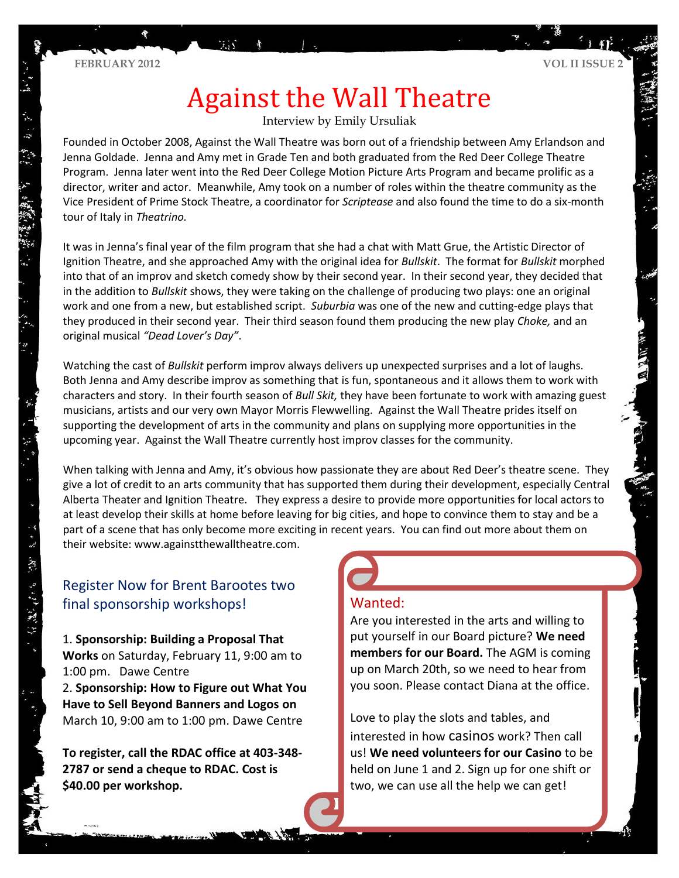# Against the Wall Theatre

Interview by Emily Ursuliak

Founded in October 2008, Against the Wall Theatre was born out of a friendship between Amy Erlandson and Jenna Goldade. Jenna and Amy met in Grade Ten and both graduated from the Red Deer College Theatre Program. Jenna later went into the Red Deer College Motion Picture Arts Program and became prolific as a director, writer and actor. Meanwhile, Amy took on a number of roles within the theatre community as the Vice President of Prime Stock Theatre, a coordinator for *Scriptease* and also found the time to do a six-month tour of Italy in *Theatrino.*

It was in Jenna's final year of the film program that she had a chat with Matt Grue, the Artistic Director of Ignition Theatre, and she approached Amy with the original idea for *Bullskit*. The format for *Bullskit* morphed into that of an improv and sketch comedy show by their second year. In their second year, they decided that in the addition to *Bullskit* shows, they were taking on the challenge of producing two plays: one an original work and one from a new, but established script. *Suburbia* was one of the new and cutting-edge plays that they produced in their second year. Their third season found them producing the new play *Choke,* and an original musical *"Dead Lover's Day"*.

Watching the cast of *Bullskit* perform improv always delivers up unexpected surprises and a lot of laughs. Both Jenna and Amy describe improv as something that is fun, spontaneous and it allows them to work with characters and story. In their fourth season of *Bull Skit,* they have been fortunate to work with amazing guest musicians, artists and our very own Mayor Morris Flewwelling. Against the Wall Theatre prides itself on supporting the development of arts in the community and plans on supplying more opportunities in the upcoming year. Against the Wall Theatre currently host improv classes for the community.

When talking with Jenna and Amy, it's obvious how passionate they are about Red Deer's theatre scene. They give a lot of credit to an arts community that has supported them during their development, especially Central Alberta Theater and Ignition Theatre. They express a desire to provide more opportunities for local actors to at least develop their skills at home before leaving for big cities, and hope to convince them to stay and be a part of a scene that has only become more exciting in recent years. You can find out more about them on their website: www.againstthewalltheatre.com.

## Register Now for Brent Barootes two final sponsorship workshops!

1. **Sponsorship: Building a Proposal That Works** on Saturday, February 11, 9:00 am to 1:00 pm. Dawe Centre
2. **Sponsorship: How to Figure out What You Have to Sell Beyond Banners and Logos on** March 10, 9:00 am to 1:00 pm. Dawe Centre

**To register, call the RDAC office at 403-348-2787 or send a cheque to RDAC. Cost is $40.00 per workshop.**

## Wanted:

Are you interested in the arts and willing to put yourself in our Board picture? **We need members for our Board.** The AGM is coming up on March 20th, so we need to hear from you soon. Please contact Diana at the office.

Love to play the slots and tables, and interested in how casinos work? Then call us! **We need volunteers for our Casino** to be held on June 1 and 2. Sign up for one shift or two, we can use all the help we can get!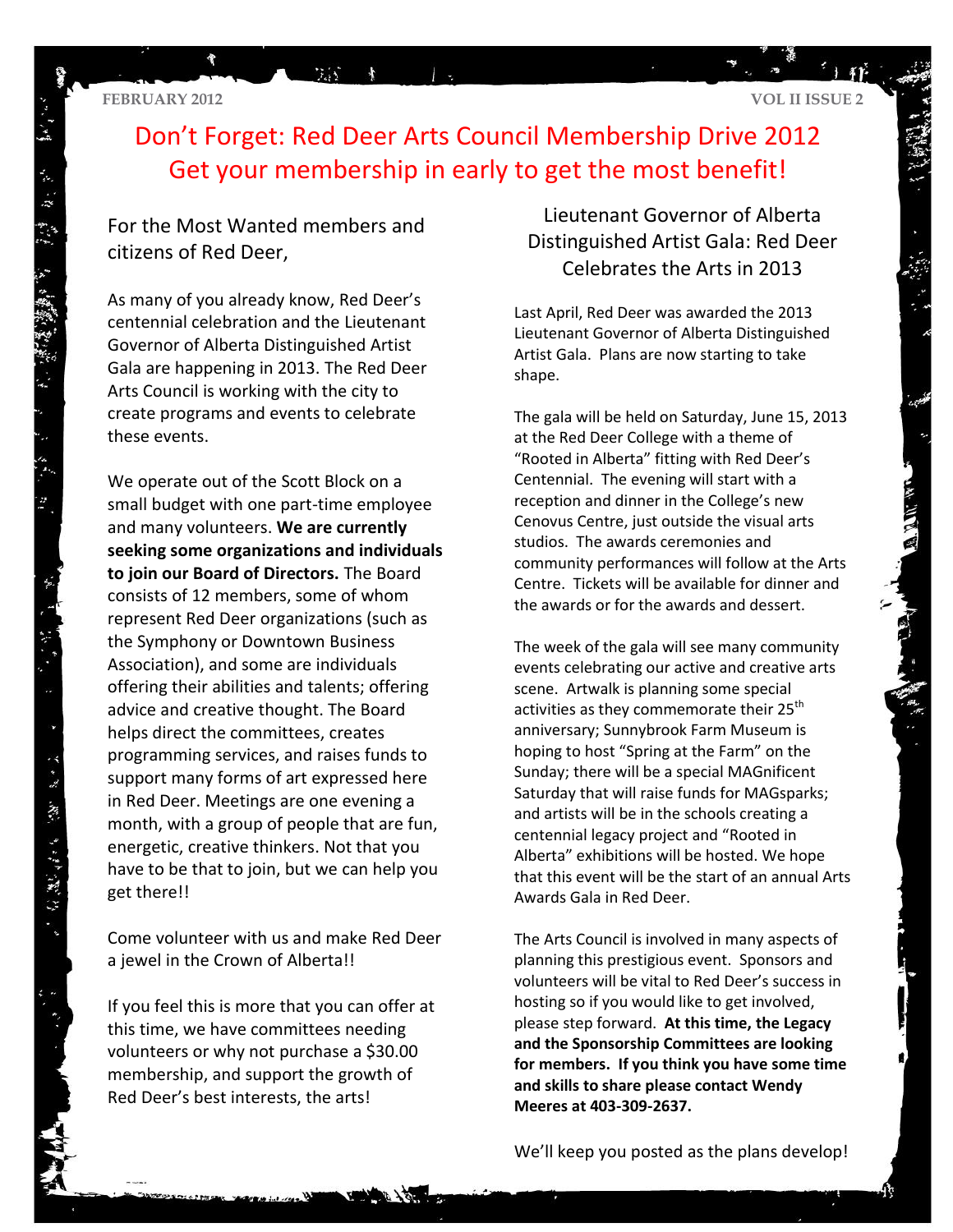# Don't Forget: Red Deer Arts Council Membership Drive 2012
# Get your membership in early to get the most benefit!

For the Most Wanted members and citizens of Red Deer,

As many of you already know, Red Deer's centennial celebration and the Lieutenant Governor of Alberta Distinguished Artist Gala are happening in 2013. The Red Deer Arts Council is working with the city to create programs and events to celebrate these events.

We operate out of the Scott Block on a small budget with one part-time employee and many volunteers. **We are currently seeking some organizations and individuals to join our Board of Directors.** The Board consists of 12 members, some of whom represent Red Deer organizations (such as the Symphony or Downtown Business Association), and some are individuals offering their abilities and talents; offering advice and creative thought. The Board helps direct the committees, creates programming services, and raises funds to support many forms of art expressed here in Red Deer. Meetings are one evening a month, with a group of people that are fun, energetic, creative thinkers. Not that you have to be that to join, but we can help you get there!!

Come volunteer with us and make Red Deer a jewel in the Crown of Alberta!!

If you feel this is more that you can offer at this time, we have committees needing volunteers or why not purchase a $30.00 membership, and support the growth of Red Deer's best interests, the arts!

## Lieutenant Governor of Alberta Distinguished Artist Gala: Red Deer Celebrates the Arts in 2013

Last April, Red Deer was awarded the 2013 Lieutenant Governor of Alberta Distinguished Artist Gala. Plans are now starting to take shape.

The gala will be held on Saturday, June 15, 2013 at the Red Deer College with a theme of "Rooted in Alberta" fitting with Red Deer's Centennial. The evening will start with a reception and dinner in the College's new Cenovus Centre, just outside the visual arts studios. The awards ceremonies and community performances will follow at the Arts Centre. Tickets will be available for dinner and the awards or for the awards and dessert.

The week of the gala will see many community events celebrating our active and creative arts scene. Artwalk is planning some special activities as they commemorate their 25th anniversary; Sunnybrook Farm Museum is hoping to host "Spring at the Farm" on the Sunday; there will be a special MAGnificent Saturday that will raise funds for MAGsparks; and artists will be in the schools creating a centennial legacy project and "Rooted in Alberta" exhibitions will be hosted. We hope that this event will be the start of an annual Arts Awards Gala in Red Deer.

The Arts Council is involved in many aspects of planning this prestigious event. Sponsors and volunteers will be vital to Red Deer's success in hosting so if you would like to get involved, please step forward. **At this time, the Legacy and the Sponsorship Committees are looking for members. If you think you have some time and skills to share please contact Wendy Meeres at 403-309-2637.**

We'll keep you posted as the plans develop!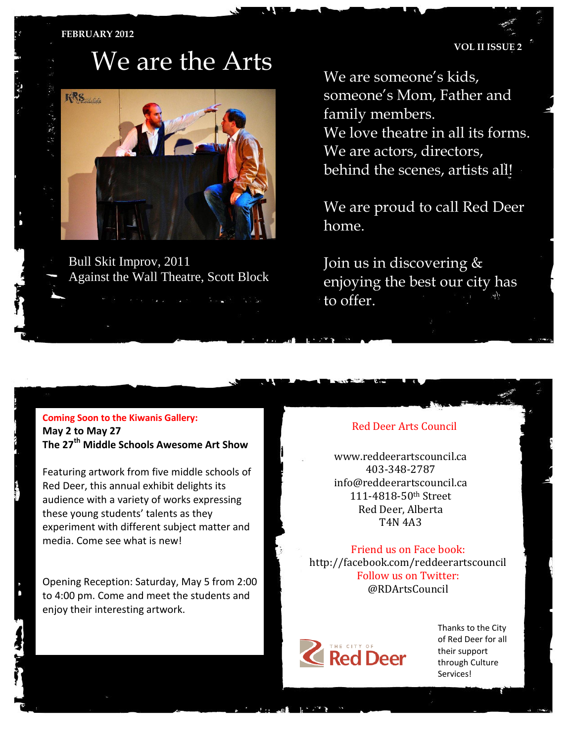FEBRUARY 2012

VOL II ISSUE 2

# We are the Arts

Bull Skit Improv, 2011
Against the Wall Theatre, Scott Block

We are someone's kids, someone's Mom, Father and family members.
We love theatre in all its forms.
We are actors, directors, behind the scenes, artists all!

We are proud to call Red Deer home.

Join us in discovering & enjoying the best our city has to offer.

**Coming Soon to the Kiwanis Gallery:**
**May 2 to May 27**
**The 27th Middle Schools Awesome Art Show**

Featuring artwork from five middle schools of Red Deer, this annual exhibit delights its audience with a variety of works expressing these young students' talents as they experiment with different subject matter and media. Come see what is new!

Opening Reception: Saturday, May 5 from 2:00 to 4:00 pm. Come and meet the students and enjoy their interesting artwork.

Red Deer Arts Council

www.reddeerartscouncil.ca
403-348-2787
info@reddeerartscouncil.ca
111-4818-50th Street
Red Deer, Alberta
T4N 4A3

Friend us on Face book:
http://facebook.com/reddeerartscouncil
Follow us on Twitter:
@RDArtsCouncil

THE CITY OF Red Deer

Thanks to the City of Red Deer for all their support through Culture Services!